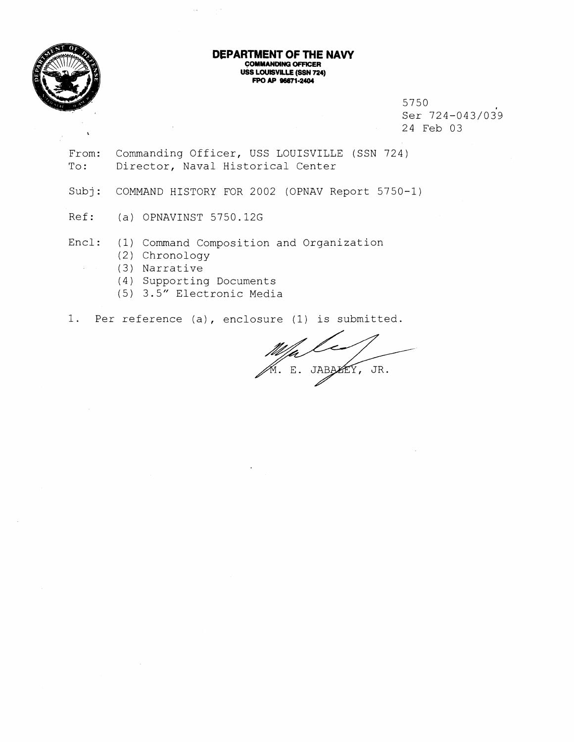**DEPARTMENT OF THE NAVY**
**COMMANDING OFFICER**
**USS LOUISVILLE (SSN 724)**
**FPO AP 96671-2404**

5750
Ser 724-043/039
24 Feb 03

From: Commanding Officer, USS LOUISVILLE (SSN 724)
To: Director, Naval Historical Center

Subj: COMMAND HISTORY FOR 2002 (OPNAV Report 5750-1)

Ref: (a) OPNAVINST 5750.12G

Encl: (1) Command Composition and Organization
(2) Chronology
(3) Narrative
(4) Supporting Documents
(5) 3.5" Electronic Media

1. Per reference (a), enclosure (1) is submitted.

M. E. JABALEY, JR.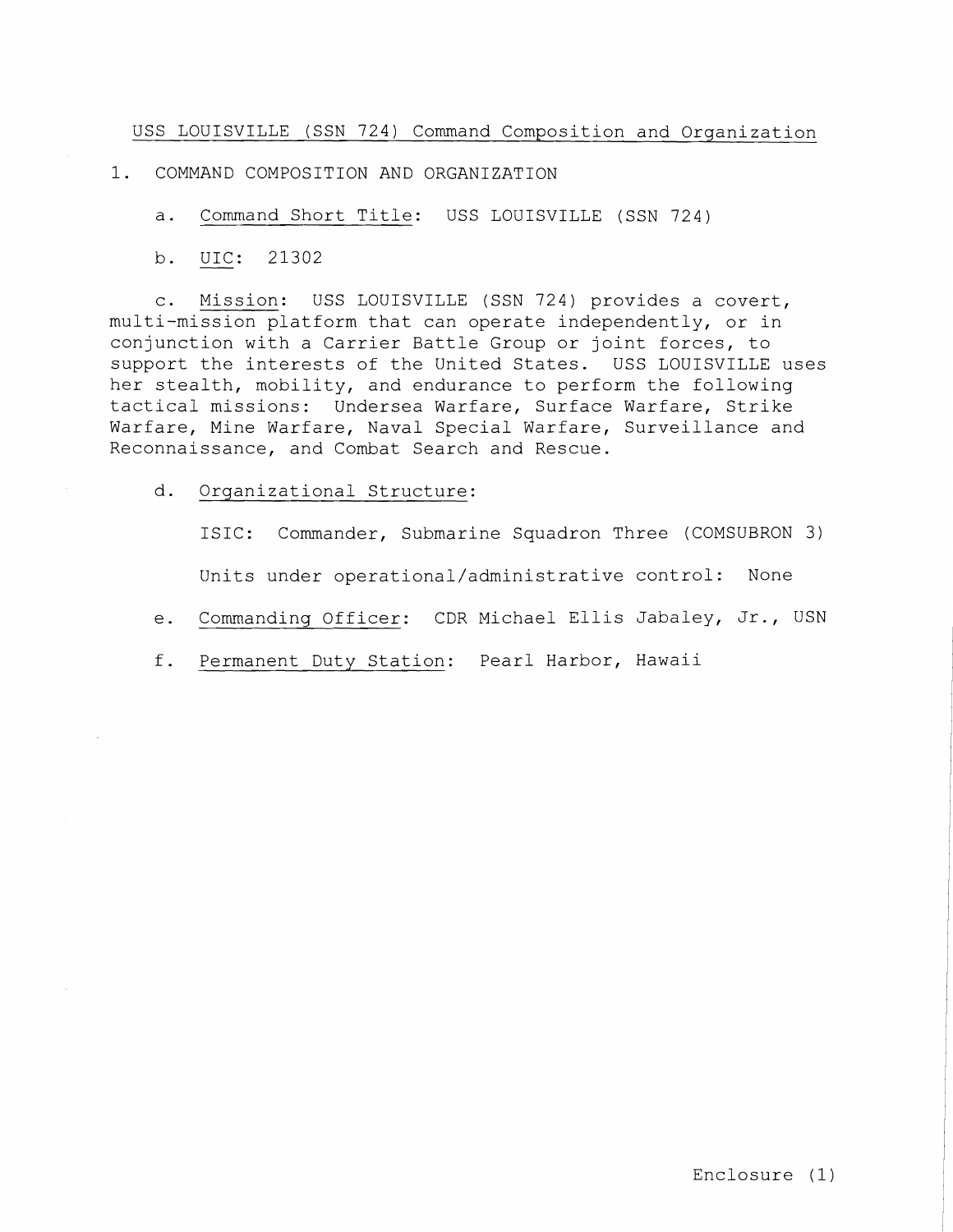## USS LOUISVILLE (SSN 724) Command Composition and Organization

1. COMMAND COMPOSITION AND ORGANIZATION

   a. Command Short Title: USS LOUISVILLE (SSN 724)

   b. UIC: 21302

   c. Mission: USS LOUISVILLE (SSN 724) provides a covert, multi-mission platform that can operate independently, or in conjunction with a Carrier Battle Group or joint forces, to support the interests of the United States. USS LOUISVILLE uses her stealth, mobility, and endurance to perform the following tactical missions: Undersea Warfare, Surface Warfare, Strike Warfare, Mine Warfare, Naval Special Warfare, Surveillance and Reconnaissance, and Combat Search and Rescue.

   d. Organizational Structure:

      ISIC: Commander, Submarine Squadron Three (COMSUBRON 3)

      Units under operational/administrative control: None

   e. Commanding Officer: CDR Michael Ellis Jabaley, Jr., USN

   f. Permanent Duty Station: Pearl Harbor, Hawaii

Enclosure (1)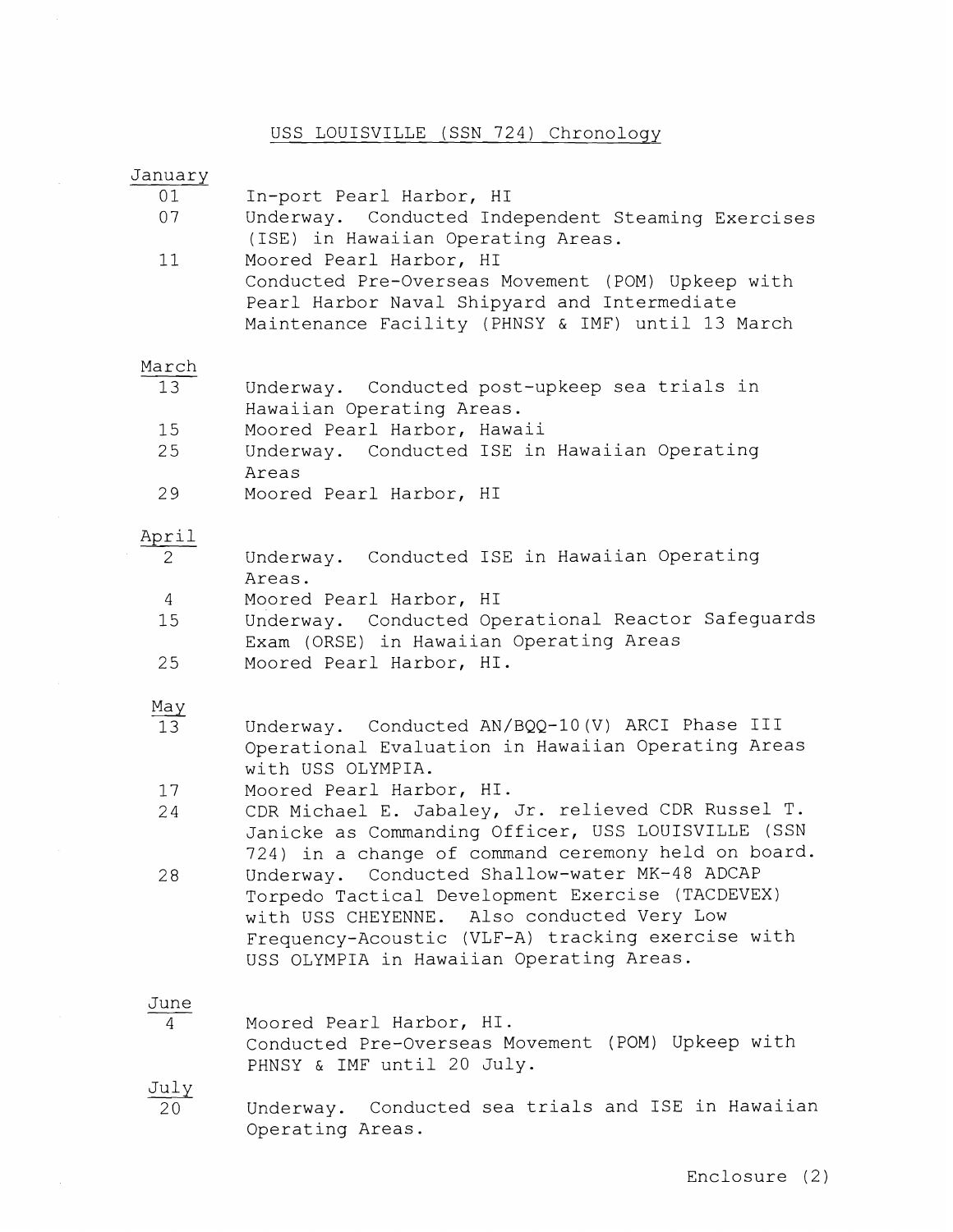# USS LOUISVILLE (SSN 724) Chronology

**January**

| | |
|---|---|
| 01 | In-port Pearl Harbor, HI |
| 07 | Underway. Conducted Independent Steaming Exercises (ISE) in Hawaiian Operating Areas. |
| 11 | Moored Pearl Harbor, HI<br>Conducted Pre-Overseas Movement (POM) Upkeep with Pearl Harbor Naval Shipyard and Intermediate Maintenance Facility (PHNSY & IMF) until 13 March |

**March**

| | |
|---|---|
| 13 | Underway. Conducted post-upkeep sea trials in Hawaiian Operating Areas. |
| 15 | Moored Pearl Harbor, Hawaii |
| 25 | Underway. Conducted ISE in Hawaiian Operating Areas |
| 29 | Moored Pearl Harbor, HI |

**April**

| | |
|---|---|
| 2 | Underway. Conducted ISE in Hawaiian Operating Areas. |
| 4 | Moored Pearl Harbor, HI |
| 15 | Underway. Conducted Operational Reactor Safeguards Exam (ORSE) in Hawaiian Operating Areas |
| 25 | Moored Pearl Harbor, HI. |

**May**

| | |
|---|---|
| 13 | Underway. Conducted AN/BQQ-10(V) ARCI Phase III Operational Evaluation in Hawaiian Operating Areas with USS OLYMPIA. |
| 17 | Moored Pearl Harbor, HI. |
| 24 | CDR Michael E. Jabaley, Jr. relieved CDR Russel T. Janicke as Commanding Officer, USS LOUISVILLE (SSN 724) in a change of command ceremony held on board. |
| 28 | Underway. Conducted Shallow-water MK-48 ADCAP Torpedo Tactical Development Exercise (TACDEVEX) with USS CHEYENNE. Also conducted Very Low Frequency-Acoustic (VLF-A) tracking exercise with USS OLYMPIA in Hawaiian Operating Areas. |

**June**

| | |
|---|---|
| 4 | Moored Pearl Harbor, HI.<br>Conducted Pre-Overseas Movement (POM) Upkeep with PHNSY & IMF until 20 July. |

**July**

| | |
|---|---|
| 20 | Underway. Conducted sea trials and ISE in Hawaiian Operating Areas. |

Enclosure (2)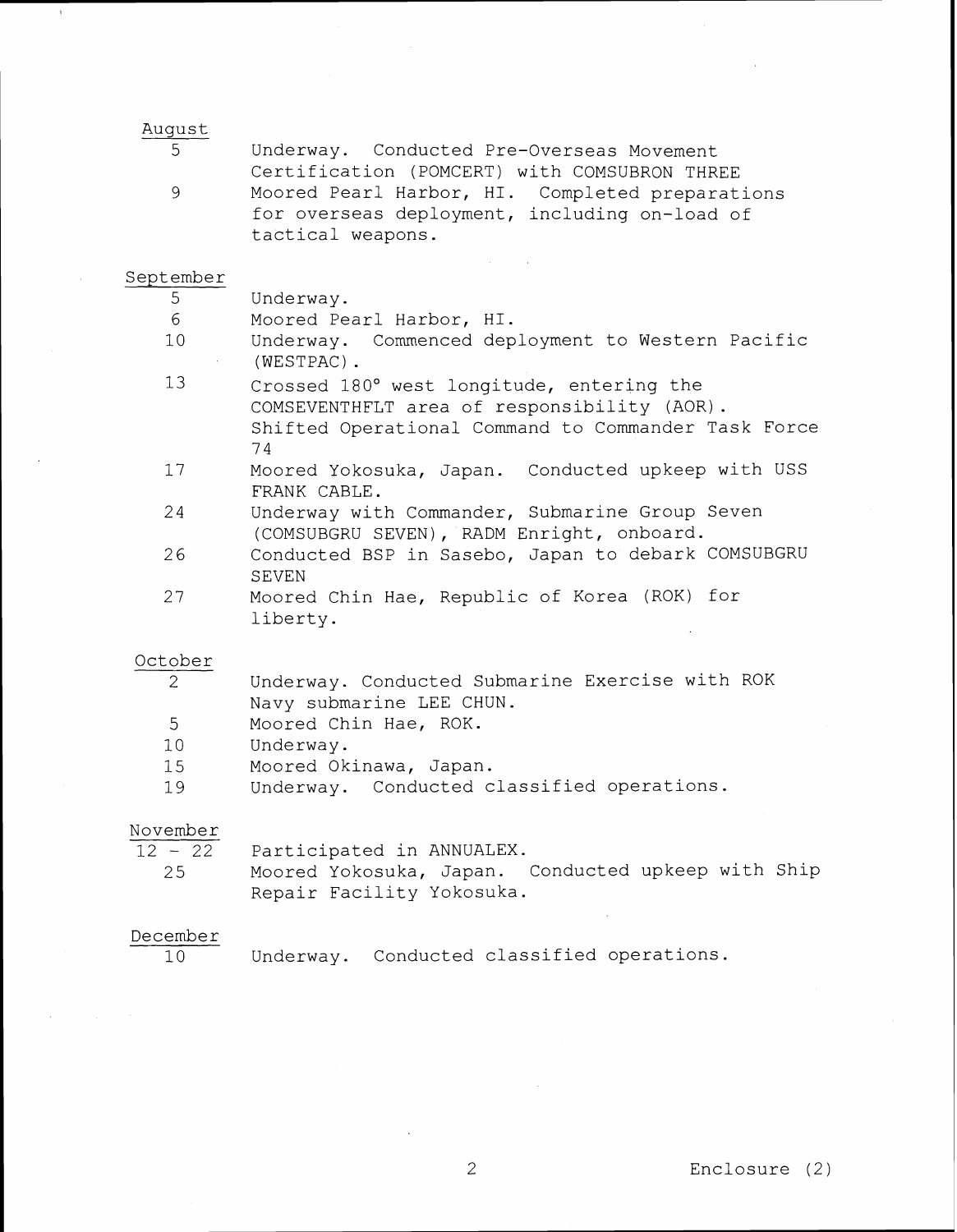August

| | |
|---|---|
| 5 | Underway. Conducted Pre-Overseas Movement Certification (POMCERT) with COMSUBRON THREE |
| 9 | Moored Pearl Harbor, HI. Completed preparations for overseas deployment, including on-load of tactical weapons. |

September

| | |
|---|---|
| 5 | Underway. |
| 6 | Moored Pearl Harbor, HI. |
| 10 | Underway. Commenced deployment to Western Pacific (WESTPAC). |
| 13 | Crossed 180° west longitude, entering the COMSEVENTHFLT area of responsibility (AOR). Shifted Operational Command to Commander Task Force 74 |
| 17 | Moored Yokosuka, Japan. Conducted upkeep with USS FRANK CABLE. |
| 24 | Underway with Commander, Submarine Group Seven (COMSUBGRU SEVEN), RADM Enright, onboard. |
| 26 | Conducted BSP in Sasebo, Japan to debark COMSUBGRU SEVEN |
| 27 | Moored Chin Hae, Republic of Korea (ROK) for liberty. |

October

| | |
|---|---|
| 2 | Underway. Conducted Submarine Exercise with ROK Navy submarine LEE CHUN. |
| 5 | Moored Chin Hae, ROK. |
| 10 | Underway. |
| 15 | Moored Okinawa, Japan. |
| 19 | Underway. Conducted classified operations. |

November

| | |
|---|---|
| 12 - 22 | Participated in ANNUALEX. |
| 25 | Moored Yokosuka, Japan. Conducted upkeep with Ship Repair Facility Yokosuka. |

December

| | |
|---|---|
| 10 | Underway. Conducted classified operations. |

Enclosure (2)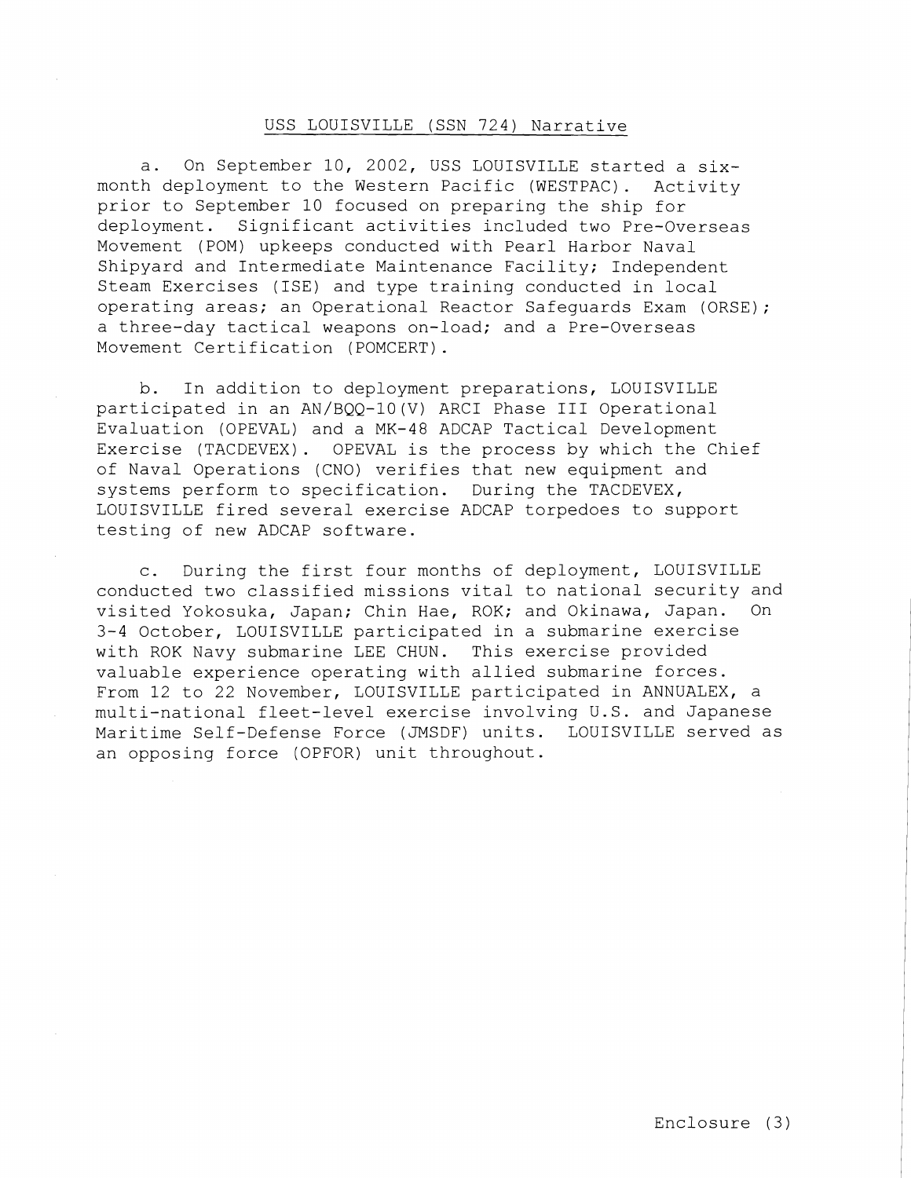## USS LOUISVILLE (SSN 724) Narrative

a. On September 10, 2002, USS LOUISVILLE started a six-month deployment to the Western Pacific (WESTPAC). Activity prior to September 10 focused on preparing the ship for deployment. Significant activities included two Pre-Overseas Movement (POM) upkeeps conducted with Pearl Harbor Naval Shipyard and Intermediate Maintenance Facility; Independent Steam Exercises (ISE) and type training conducted in local operating areas; an Operational Reactor Safeguards Exam (ORSE); a three-day tactical weapons on-load; and a Pre-Overseas Movement Certification (POMCERT).

b. In addition to deployment preparations, LOUISVILLE participated in an AN/BQQ-10(V) ARCI Phase III Operational Evaluation (OPEVAL) and a MK-48 ADCAP Tactical Development Exercise (TACDEVEX). OPEVAL is the process by which the Chief of Naval Operations (CNO) verifies that new equipment and systems perform to specification. During the TACDEVEX, LOUISVILLE fired several exercise ADCAP torpedoes to support testing of new ADCAP software.

c. During the first four months of deployment, LOUISVILLE conducted two classified missions vital to national security and visited Yokosuka, Japan; Chin Hae, ROK; and Okinawa, Japan. On 3-4 October, LOUISVILLE participated in a submarine exercise with ROK Navy submarine LEE CHUN. This exercise provided valuable experience operating with allied submarine forces. From 12 to 22 November, LOUISVILLE participated in ANNUALEX, a multi-national fleet-level exercise involving U.S. and Japanese Maritime Self-Defense Force (JMSDF) units. LOUISVILLE served as an opposing force (OPFOR) unit throughout.

Enclosure (3)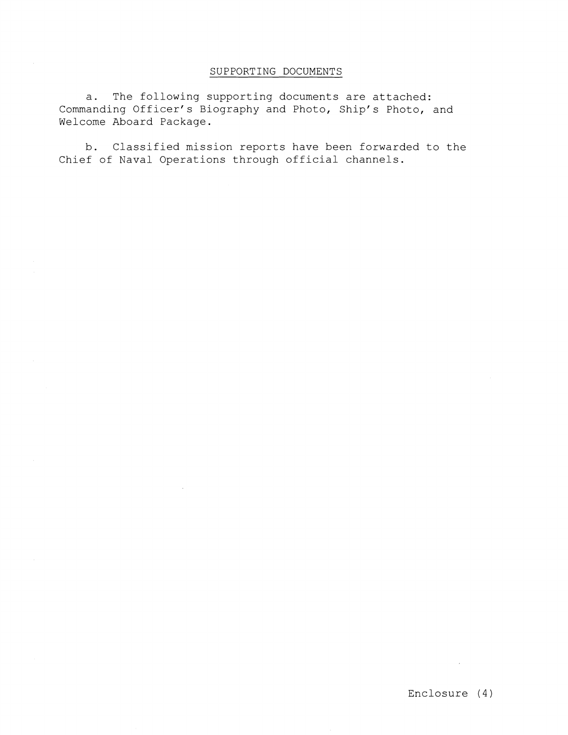SUPPORTING DOCUMENTS

a. The following supporting documents are attached: Commanding Officer's Biography and Photo, Ship's Photo, and Welcome Aboard Package.

b. Classified mission reports have been forwarded to the Chief of Naval Operations through official channels.

Enclosure (4)